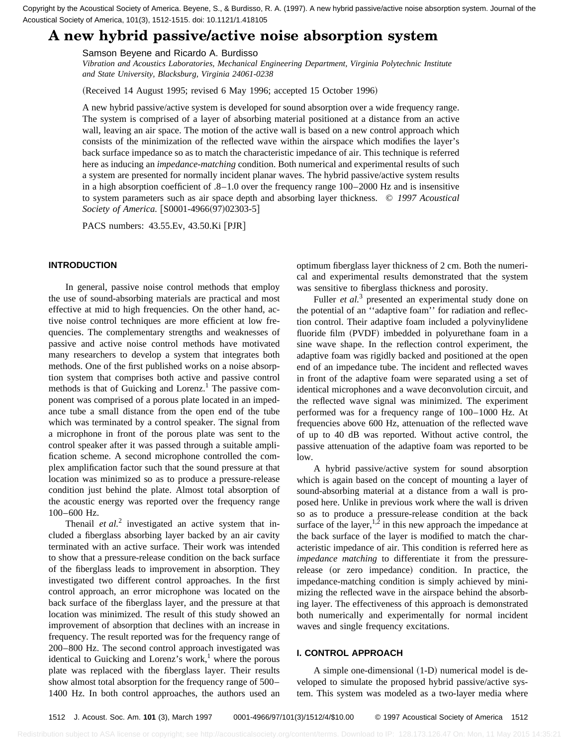Copyright by the Acoustical Society of America. Beyene, S., & Burdisso, R. A. (1997). A new hybrid passive/active noise absorption system. Journal of the Acoustical Society of America, 101(3), 1512-1515. doi: 10.1121/1.418105

# A new hybrid passive/active noise absorption system

Samson Beyene and Ricardo A. Burdisso

*Vibration and Acoustics Laboratories, Mechanical Engineering Department, Virginia Polytechnic Institute and State University, Blacksburg, Virginia 24061-0238*

(Received 14 August 1995; revised 6 May 1996; accepted 15 October 1996)

A new hybrid passive/active system is developed for sound absorption over a wide frequency range. The system is comprised of a layer of absorbing material positioned at a distance from an active wall, leaving an air space. The motion of the active wall is based on a new control approach which consists of the minimization of the reflected wave within the airspace which modifies the layer's back surface impedance so as to match the characteristic impedance of air. This technique is referred here as inducing an *impedance-matching* condition. Both numerical and experimental results of such a system are presented for normally incident planar waves. The hybrid passive/active system results in a high absorption coefficient of .8–1.0 over the frequency range 100–2000 Hz and is insensitive to system parameters such as air space depth and absorbing layer thickness. © *1997 Acoustical Society of America.* [S0001-4966(97)02303-5]

PACS numbers: 43.55.Ev, 43.50.Ki [PJR]

## INTRODUCTION

In general, passive noise control methods that employ the use of sound-absorbing materials are practical and most effective at mid to high frequencies. On the other hand, active noise control techniques are more efficient at low frequencies. The complementary strengths and weaknesses of passive and active noise control methods have motivated many researchers to develop a system that integrates both methods. One of the first published works on a noise absorption system that comprises both active and passive control methods is that of Guicking and Lorenz.[1] The passive component was comprised of a porous plate located in an impedance tube a small distance from the open end of the tube which was terminated by a control speaker. The signal from a microphone in front of the porous plate was sent to the control speaker after it was passed through a suitable amplification scheme. A second microphone controlled the complex amplification factor such that the sound pressure at that location was minimized so as to produce a pressure-release condition just behind the plate. Almost total absorption of the acoustic energy was reported over the frequency range 100–600 Hz.

Thenail *et al.*[2] investigated an active system that included a fiberglass absorbing layer backed by an air cavity terminated with an active surface. Their work was intended to show that a pressure-release condition on the back surface of the fiberglass leads to improvement in absorption. They investigated two different control approaches. In the first control approach, an error microphone was located on the back surface of the fiberglass layer, and the pressure at that location was minimized. The result of this study showed an improvement of absorption that declines with an increase in frequency. The result reported was for the frequency range of 200–800 Hz. The second control approach investigated was identical to Guicking and Lorenz's work,[1] where the porous plate was replaced with the fiberglass layer. Their results show almost total absorption for the frequency range of 500–1400 Hz. In both control approaches, the authors used an optimum fiberglass layer thickness of 2 cm. Both the numerical and experimental results demonstrated that the system was sensitive to fiberglass thickness and porosity.

Fuller *et al.*[3] presented an experimental study done on the potential of an ''adaptive foam'' for radiation and reflection control. Their adaptive foam included a polyvinylidene fluoride film (PVDF) imbedded in polyurethane foam in a sine wave shape. In the reflection control experiment, the adaptive foam was rigidly backed and positioned at the open end of an impedance tube. The incident and reflected waves in front of the adaptive foam were separated using a set of identical microphones and a wave deconvolution circuit, and the reflected wave signal was minimized. The experiment performed was for a frequency range of 100–1000 Hz. At frequencies above 600 Hz, attenuation of the reflected wave of up to 40 dB was reported. Without active control, the passive attenuation of the adaptive foam was reported to be low.

A hybrid passive/active system for sound absorption which is again based on the concept of mounting a layer of sound-absorbing material at a distance from a wall is proposed here. Unlike in previous work where the wall is driven so as to produce a pressure-release condition at the back surface of the layer,[1,2] in this new approach the impedance at the back surface of the layer is modified to match the characteristic impedance of air. This condition is referred here as *impedance matching* to differentiate it from the pressure-release (or zero impedance) condition. In practice, the impedance-matching condition is simply achieved by minimizing the reflected wave in the airspace behind the absorbing layer. The effectiveness of this approach is demonstrated both numerically and experimentally for normal incident waves and single frequency excitations.

## I. CONTROL APPROACH

A simple one-dimensional (1-D) numerical model is developed to simulate the proposed hybrid passive/active system. This system was modeled as a two-layer media where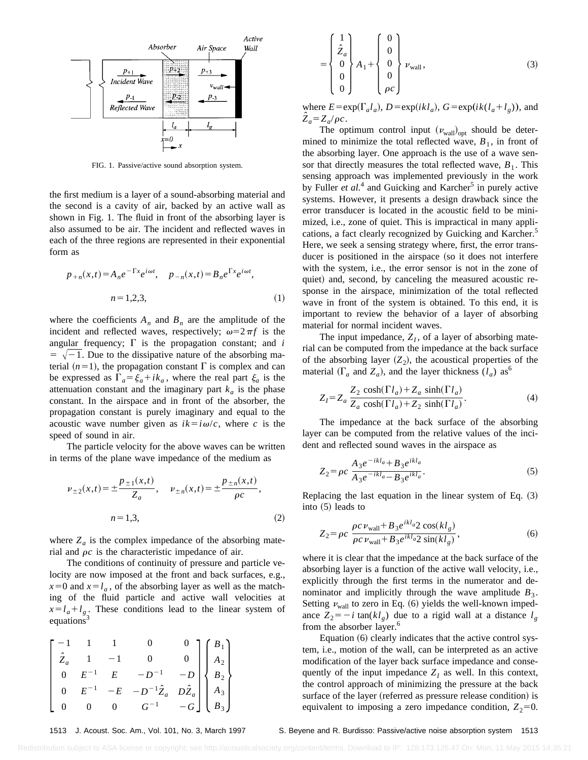FIG. 1. Passive/active sound absorption system.

the first medium is a layer of a sound-absorbing material and the second is a cavity of air, backed by an active wall as shown in Fig. 1. The fluid in front of the absorbing layer is also assumed to be air. The incident and reflected waves in each of the three regions are represented in their exponential form as

$$p_{+n}(x,t)=A_n e^{-\Gamma x} e^{i\omega t}, \quad p_{-n}(x,t)=B_n e^{\Gamma x} e^{i\omega t},$$
$$n=1,2,3, \tag{1}$$

where the coefficients $A_n$ and $B_n$ are the amplitude of the incident and reflected waves, respectively; $\omega=2\pi f$ is the angular frequency; $\Gamma$ is the propagation constant; and $i=\sqrt{-1}$. Due to the dissipative nature of the absorbing material ($n=1$), the propagation constant $\Gamma$ is complex and can be expressed as $\Gamma_a=\xi_a+ik_a$, where the real part $\xi_a$ is the attenuation constant and the imaginary part $k_a$ is the phase constant. In the airspace and in front of the absorber, the propagation constant is purely imaginary and equal to the acoustic wave number given as $ik=i\omega/c$, where $c$ is the speed of sound in air.

The particle velocity for the above waves can be written in terms of the plane wave impedance of the medium as

$$\nu_{\pm 2}(x,t)=\pm\frac{p_{\pm 1}(x,t)}{Z_a}, \quad \nu_{\pm n}(x,t)=\pm\frac{p_{\pm n}(x,t)}{\rho c},$$
$$n=1,3, \tag{2}$$

where $Z_a$ is the complex impedance of the absorbing material and $\rho c$ is the characteristic impedance of air.

The conditions of continuity of pressure and particle velocity are now imposed at the front and back surfaces, e.g., $x=0$ and $x=l_a$, of the absorbing layer as well as the matching of the fluid particle and active wall velocities at $x=l_a+l_g$. These conditions lead to the linear system of equations[3]

$$\begin{bmatrix} -1 & 1 & 1 & 0 & 0 \\ \hat{Z}_a & 1 & -1 & 0 & 0 \\ 0 & E^{-1} & E & -D^{-1} & -D \\ 0 & E^{-1} & -E & -D^{-1}\hat{Z}_a & D\hat{Z}_a \\ 0 & 0 & 0 & G^{-1} & -G \end{bmatrix} \begin{Bmatrix} B_1 \\ A_2 \\ B_2 \\ A_3 \\ B_3 \end{Bmatrix}$$

$$=\begin{Bmatrix} 1 \\ \hat{Z}_a \\ 0 \\ 0 \\ 0 \end{Bmatrix} A_1 + \begin{Bmatrix} 0 \\ 0 \\ 0 \\ 0 \\ \rho c \end{Bmatrix} \nu_{\text{wall}}, \tag{3}$$

where $E=\exp(\Gamma_a l_a)$, $D=\exp(ikl_a)$, $G=\exp(ik(l_a+l_g))$, and $\hat{Z}_a=Z_a/\rho c$.

The optimum control input $(\nu_{\text{wall}})_{\text{opt}}$ should be determined to minimize the total reflected wave, $B_1$, in front of the absorbing layer. One approach is the use of a wave sensor that directly measures the total reflected wave, $B_1$. This sensing approach was implemented previously in the work by Fuller *et al.*[4] and Guicking and Karcher[5] in purely active systems. However, it presents a design drawback since the error transducer is located in the acoustic field to be minimized, i.e., zone of quiet. This is impractical in many applications, a fact clearly recognized by Guicking and Karcher.[5] Here, we seek a sensing strategy where, first, the error transducer is positioned in the airspace (so it does not interfere with the system, i.e., the error sensor is not in the zone of quiet) and, second, by canceling the measured acoustic response in the airspace, minimization of the total reflected wave in front of the system is obtained. To this end, it is important to review the behavior of a layer of absorbing material for normal incident waves.

The input impedance, $Z_I$, of a layer of absorbing material can be computed from the impedance at the back surface of the absorbing layer ($Z_2$), the acoustical properties of the material ($\Gamma_a$ and $Z_a$), and the layer thickness ($l_a$) as[6]

$$Z_I=Z_a\,\frac{Z_2\cosh(\Gamma l_a)+Z_a\sinh(\Gamma l_a)}{Z_a\cosh(\Gamma l_a)+Z_2\sinh(\Gamma l_a)}. \tag{4}$$

The impedance at the back surface of the absorbing layer can be computed from the relative values of the incident and reflected sound waves in the airspace as

$$Z_2=\rho c\,\frac{A_3 e^{-ikl_a}+B_3 e^{ikl_a}}{A_3 e^{-ikl_a}-B_3 e^{ikl_a}}. \tag{5}$$

Replacing the last equation in the linear system of Eq. (3) into (5) leads to

$$Z_2=\rho c\,\frac{\rho c\,\nu_{\text{wall}}+B_3 e^{ikl_a}2\cos(kl_g)}{\rho c\,\nu_{\text{wall}}+B_3 e^{ikl_a}2\sin(kl_g)}, \tag{6}$$

where it is clear that the impedance at the back surface of the absorbing layer is a function of the active wall velocity, i.e., explicitly through the first terms in the numerator and denominator and implicitly through the wave amplitude $B_3$. Setting $\nu_{\text{wall}}$ to zero in Eq. (6) yields the well-known impedance $Z_2=-i\tan(kl_g)$ due to a rigid wall at a distance $l_g$ from the absorber layer.[6]

Equation (6) clearly indicates that the active control system, i.e., motion of the wall, can be interpreted as an active modification of the layer back surface impedance and consequently of the input impedance $Z_I$ as well. In this context, the control approach of minimizing the pressure at the back surface of the layer (referred as pressure release condition) is equivalent to imposing a zero impedance condition, $Z_2=0$.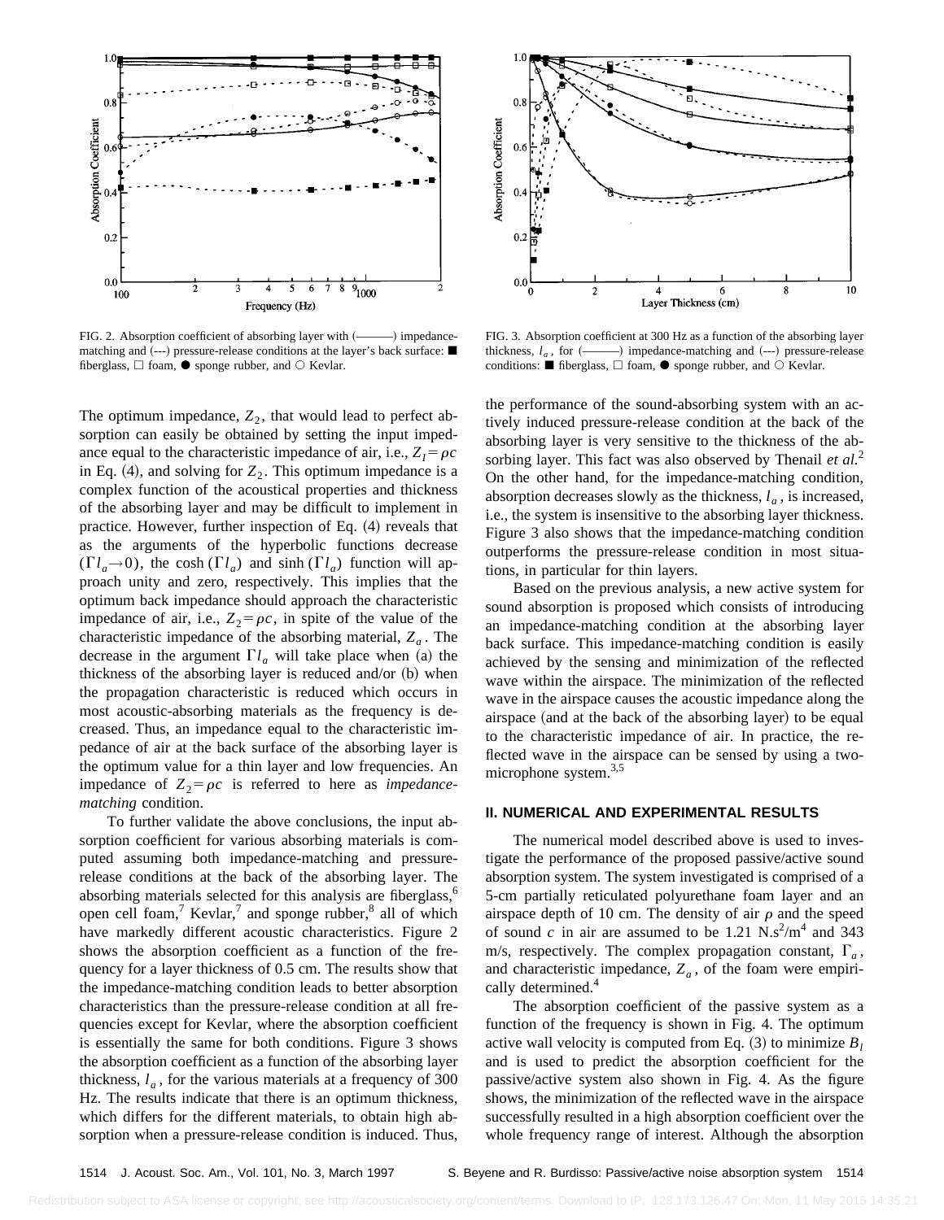FIG. 2. Absorption coefficient of absorbing layer with (———) impedance-matching and (---) pressure-release conditions at the layer's back surface: ■ fiberglass, □ foam, ● sponge rubber, and ○ Kevlar.

FIG. 3. Absorption coefficient at 300 Hz as a function of the absorbing layer thickness, $l_a$, for (———) impedance-matching and (---) pressure-release conditions: ■ fiberglass, □ foam, ● sponge rubber, and ○ Kevlar.

The optimum impedance, $Z_2$, that would lead to perfect absorption can easily be obtained by setting the input impedance equal to the characteristic impedance of air, i.e., $Z_I = \rho c$ in Eq. (4), and solving for $Z_2$. This optimum impedance is a complex function of the acoustical properties and thickness of the absorbing layer and may be difficult to implement in practice. However, further inspection of Eq. (4) reveals that as the arguments of the hyperbolic functions decrease $(\Gamma l_a \rightarrow 0)$, the $\cosh(\Gamma l_a)$ and $\sinh(\Gamma l_a)$ function will approach unity and zero, respectively. This implies that the optimum back impedance should approach the characteristic impedance of air, i.e., $Z_2 = \rho c$, in spite of the value of the characteristic impedance of the absorbing material, $Z_a$. The decrease in the argument $\Gamma l_a$ will take place when (a) the thickness of the absorbing layer is reduced and/or (b) when the propagation characteristic is reduced which occurs in most acoustic-absorbing materials as the frequency is decreased. Thus, an impedance equal to the characteristic impedance of air at the back surface of the absorbing layer is the optimum value for a thin layer and low frequencies. An impedance of $Z_2 = \rho c$ is referred to here as *impedance-matching* condition.

To further validate the above conclusions, the input absorption coefficient for various absorbing materials is computed assuming both impedance-matching and pressure-release conditions at the back of the absorbing layer. The absorbing materials selected for this analysis are fiberglass,[6] open cell foam,[7] Kevlar,[7] and sponge rubber,[8] all of which have markedly different acoustic characteristics. Figure 2 shows the absorption coefficient as a function of the frequency for a layer thickness of 0.5 cm. The results show that the impedance-matching condition leads to better absorption characteristics than the pressure-release condition at all frequencies except for Kevlar, where the absorption coefficient is essentially the same for both conditions. Figure 3 shows the absorption coefficient as a function of the absorbing layer thickness, $l_a$, for the various materials at a frequency of 300 Hz. The results indicate that there is an optimum thickness, which differs for the different materials, to obtain high absorption when a pressure-release condition is induced. Thus, the performance of the sound-absorbing system with an actively induced pressure-release condition at the back of the absorbing layer is very sensitive to the thickness of the absorbing layer. This fact was also observed by Thenail *et al.*[2] On the other hand, for the impedance-matching condition, absorption decreases slowly as the thickness, $l_a$, is increased, i.e., the system is insensitive to the absorbing layer thickness. Figure 3 also shows that the impedance-matching condition outperforms the pressure-release condition in most situations, in particular for thin layers.

Based on the previous analysis, a new active system for sound absorption is proposed which consists of introducing an impedance-matching condition at the absorbing layer back surface. This impedance-matching condition is easily achieved by the sensing and minimization of the reflected wave within the airspace. The minimization of the reflected wave in the airspace causes the acoustic impedance along the airspace (and at the back of the absorbing layer) to be equal to the characteristic impedance of air. In practice, the reflected wave in the airspace can be sensed by using a two-microphone system.[3,5]

## II. NUMERICAL AND EXPERIMENTAL RESULTS

The numerical model described above is used to investigate the performance of the proposed passive/active sound absorption system. The system investigated is comprised of a 5-cm partially reticulated polyurethane foam layer and an airspace depth of 10 cm. The density of air $\rho$ and the speed of sound $c$ in air are assumed to be 1.21 N.s$^2$/m$^4$ and 343 m/s, respectively. The complex propagation constant, $\Gamma_a$, and characteristic impedance, $Z_a$, of the foam were empirically determined.[4]

The absorption coefficient of the passive system as a function of the frequency is shown in Fig. 4. The optimum active wall velocity is computed from Eq. (3) to minimize $B_l$ and is used to predict the absorption coefficient for the passive/active system also shown in Fig. 4. As the figure shows, the minimization of the reflected wave in the airspace successfully resulted in a high absorption coefficient over the whole frequency range of interest. Although the absorption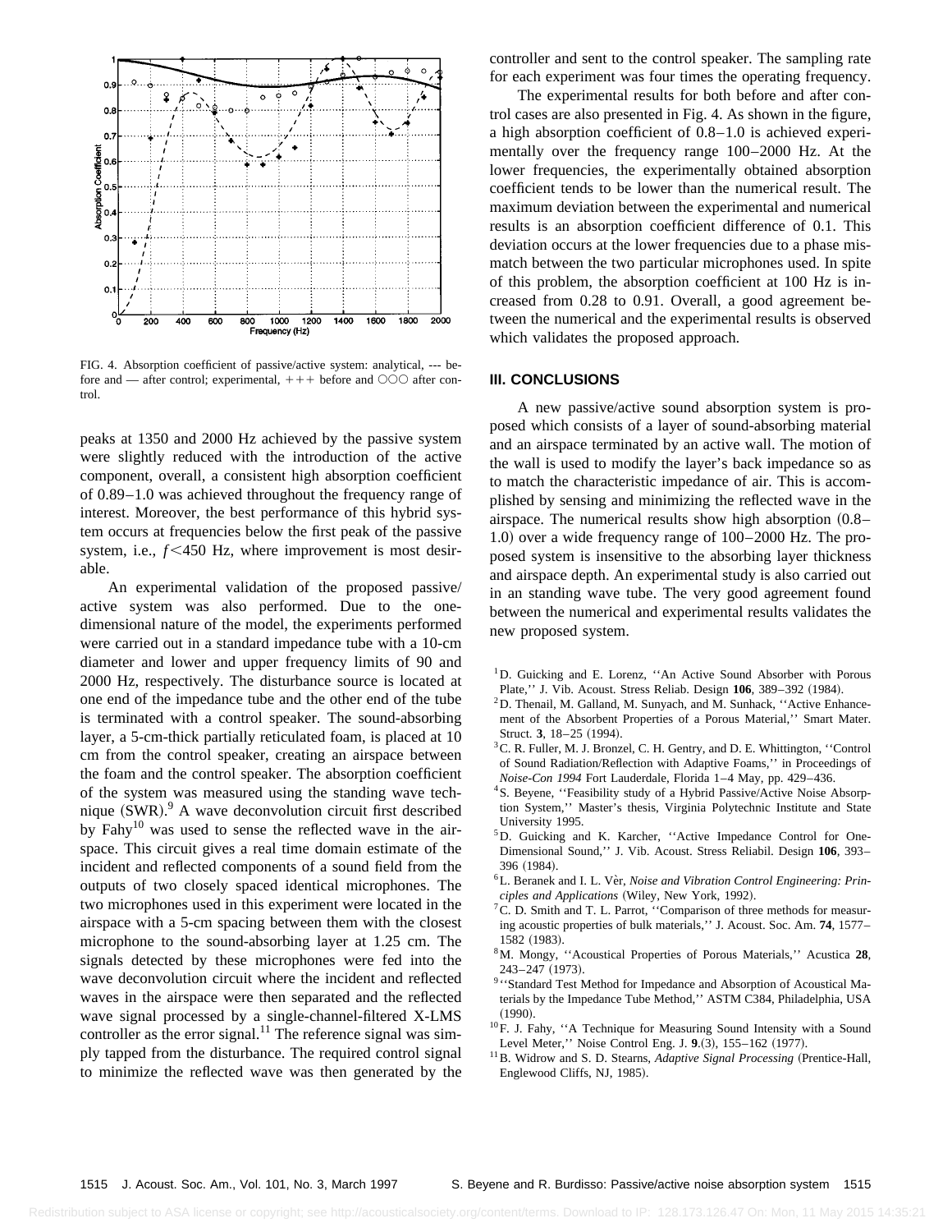Absorption Coefficient

0
0.1
0.2
0.3
0.4
0.5
0.6
0.7
0.8
0.9
1

0 200 400 600 800 1000 1200 1400 1600 1800 2000

Frequency (Hz)

FIG. 4. Absorption coefficient of passive/active system: analytical, --- before and — after control; experimental, +++ before and ○○○ after control.

peaks at 1350 and 2000 Hz achieved by the passive system were slightly reduced with the introduction of the active component, overall, a consistent high absorption coefficient of 0.89–1.0 was achieved throughout the frequency range of interest. Moreover, the best performance of this hybrid system occurs at frequencies below the first peak of the passive system, i.e., $f<450$ Hz, where improvement is most desirable.

An experimental validation of the proposed passive/active system was also performed. Due to the one-dimensional nature of the model, the experiments performed were carried out in a standard impedance tube with a 10-cm diameter and lower and upper frequency limits of 90 and 2000 Hz, respectively. The disturbance source is located at one end of the impedance tube and the other end of the tube is terminated with a control speaker. The sound-absorbing layer, a 5-cm-thick partially reticulated foam, is placed at 10 cm from the control speaker, creating an airspace between the foam and the control speaker. The absorption coefficient of the system was measured using the standing wave technique (SWR).[9] A wave deconvolution circuit first described by Fahy[10] was used to sense the reflected wave in the airspace. This circuit gives a real time domain estimate of the incident and reflected components of a sound field from the outputs of two closely spaced identical microphones. The two microphones used in this experiment were located in the airspace with a 5-cm spacing between them with the closest microphone to the sound-absorbing layer at 1.25 cm. The signals detected by these microphones were fed into the wave deconvolution circuit where the incident and reflected waves in the airspace were then separated and the reflected wave signal processed by a single-channel-filtered X-LMS controller as the error signal.[11] The reference signal was simply tapped from the disturbance. The required control signal to minimize the reflected wave was then generated by the controller and sent to the control speaker. The sampling rate for each experiment was four times the operating frequency.

The experimental results for both before and after control cases are also presented in Fig. 4. As shown in the figure, a high absorption coefficient of 0.8–1.0 is achieved experimentally over the frequency range 100–2000 Hz. At the lower frequencies, the experimentally obtained absorption coefficient tends to be lower than the numerical result. The maximum deviation between the experimental and numerical results is an absorption coefficient difference of 0.1. This deviation occurs at the lower frequencies due to a phase mismatch between the two particular microphones used. In spite of this problem, the absorption coefficient at 100 Hz is increased from 0.28 to 0.91. Overall, a good agreement between the numerical and the experimental results is observed which validates the proposed approach.

## III. CONCLUSIONS

A new passive/active sound absorption system is proposed which consists of a layer of sound-absorbing material and an airspace terminated by an active wall. The motion of the wall is used to modify the layer's back impedance so as to match the characteristic impedance of air. This is accomplished by sensing and minimizing the reflected wave in the airspace. The numerical results show high absorption (0.8–1.0) over a wide frequency range of 100–2000 Hz. The proposed system is insensitive to the absorbing layer thickness and airspace depth. An experimental study is also carried out in an standing wave tube. The very good agreement found between the numerical and experimental results validates the new proposed system.

[1] D. Guicking and E. Lorenz, ''An Active Sound Absorber with Porous Plate,'' J. Vib. Acoust. Stress Reliab. Design **106**, 389–392 (1984).

[2] D. Thenail, M. Galland, M. Sunyach, and M. Sunhack, ''Active Enhancement of the Absorbent Properties of a Porous Material,'' Smart Mater. Struct. **3**, 18–25 (1994).

[3] C. R. Fuller, M. J. Bronzel, C. H. Gentry, and D. E. Whittington, ''Control of Sound Radiation/Reflection with Adaptive Foams,'' in Proceedings of *Noise-Con 1994* Fort Lauderdale, Florida 1–4 May, pp. 429–436.

[4] S. Beyene, ''Feasibility study of a Hybrid Passive/Active Noise Absorption System,'' Master's thesis, Virginia Polytechnic Institute and State University 1995.

[5] D. Guicking and K. Karcher, ''Active Impedance Control for One-Dimensional Sound,'' J. Vib. Acoust. Stress Reliabil. Design **106**, 393–396 (1984).

[6] L. Beranek and I. L. Vèr, *Noise and Vibration Control Engineering: Principles and Applications* (Wiley, New York, 1992).

[7] C. D. Smith and T. L. Parrot, ''Comparison of three methods for measuring acoustic properties of bulk materials,'' J. Acoust. Soc. Am. **74**, 1577–1582 (1983).

[8] M. Mongy, ''Acoustical Properties of Porous Materials,'' Acustica **28**, 243–247 (1973).

[9] ''Standard Test Method for Impedance and Absorption of Acoustical Materials by the Impedance Tube Method,'' ASTM C384, Philadelphia, USA (1990).

[10] F. J. Fahy, ''A Technique for Measuring Sound Intensity with a Sound Level Meter,'' Noise Control Eng. J. **9**.(3), 155–162 (1977).

[11] B. Widrow and S. D. Stearns, *Adaptive Signal Processing* (Prentice-Hall, Englewood Cliffs, NJ, 1985).